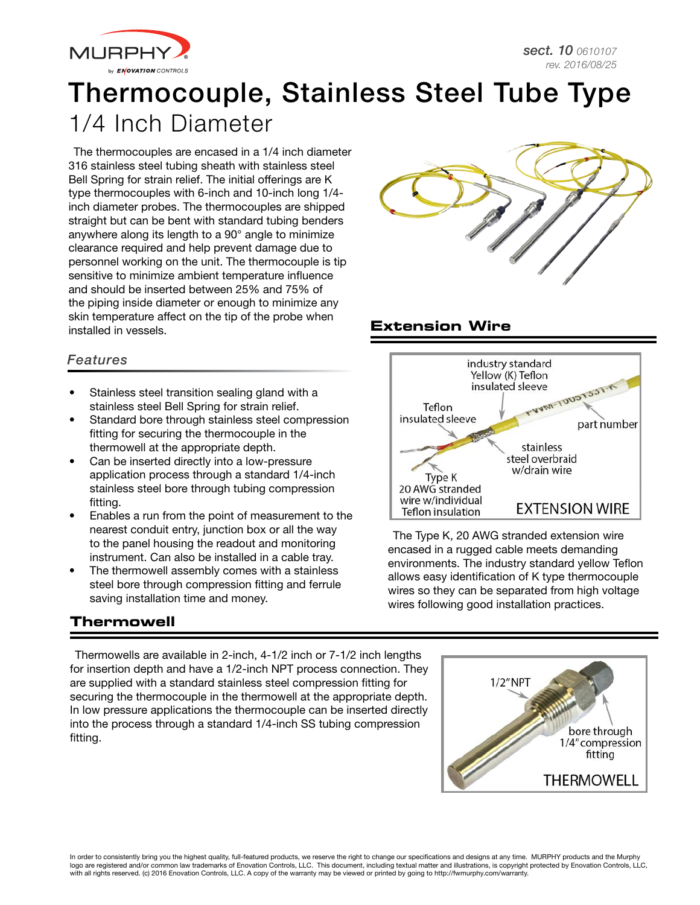sect. 10 0610107
rev. 2016/08/25

# Thermocouple, Stainless Steel Tube Type

## 1/4 Inch Diameter

The thermocouples are encased in a 1/4 inch diameter 316 stainless steel tubing sheath with stainless steel Bell Spring for strain relief. The initial offerings are K type thermocouples with 6-inch and 10-inch long 1/4-inch diameter probes. The thermocouples are shipped straight but can be bent with standard tubing benders anywhere along its length to a 90° angle to minimize clearance required and help prevent damage due to personnel working on the unit. The thermocouple is tip sensitive to minimize ambient temperature influence and should be inserted between 25% and 75% of the piping inside diameter or enough to minimize any skin temperature affect on the tip of the probe when installed in vessels.

### *Features*

- Stainless steel transition sealing gland with a stainless steel Bell Spring for strain relief.
- Standard bore through stainless steel compression fitting for securing the thermocouple in the thermowell at the appropriate depth.
- Can be inserted directly into a low-pressure application process through a standard 1/4-inch stainless steel bore through tubing compression fitting.
- Enables a run from the point of measurement to the nearest conduit entry, junction box or all the way to the panel housing the readout and monitoring instrument. Can also be installed in a cable tray.
- The thermowell assembly comes with a stainless steel bore through compression fitting and ferrule saving installation time and money.

## Extension Wire

industry standard Yellow (K) Teflon insulated sleeve; Teflon insulated sleeve; part number; stainless steel overbraid w/drain wire; Type K 20 AWG stranded wire w/individual Teflon insulation

EXTENSION WIRE

The Type K, 20 AWG stranded extension wire encased in a rugged cable meets demanding environments. The industry standard yellow Teflon allows easy identification of K type thermocouple wires so they can be separated from high voltage wires following good installation practices.

## Thermowell

Thermowells are available in 2-inch, 4-1/2 inch or 7-1/2 inch lengths for insertion depth and have a 1/2-inch NPT process connection. They are supplied with a standard stainless steel compression fitting for securing the thermocouple in the thermowell at the appropriate depth. In low pressure applications the thermocouple can be inserted directly into the process through a standard 1/4-inch SS tubing compression fitting.

1/2" NPT; bore through 1/4" compression fitting

THERMOWELL

In order to consistently bring you the highest quality, full-featured products, we reserve the right to change our specifications and designs at any time. MURPHY products and the Murphy logo are registered and/or common law trademarks of Enovation Controls, LLC. This document, including textual matter and illustrations, is copyright protected by Enovation Controls, LLC, with all rights reserved. (c) 2016 Enovation Controls, LLC. A copy of the warranty may be viewed or printed by going to http://fwmurphy.com/warranty.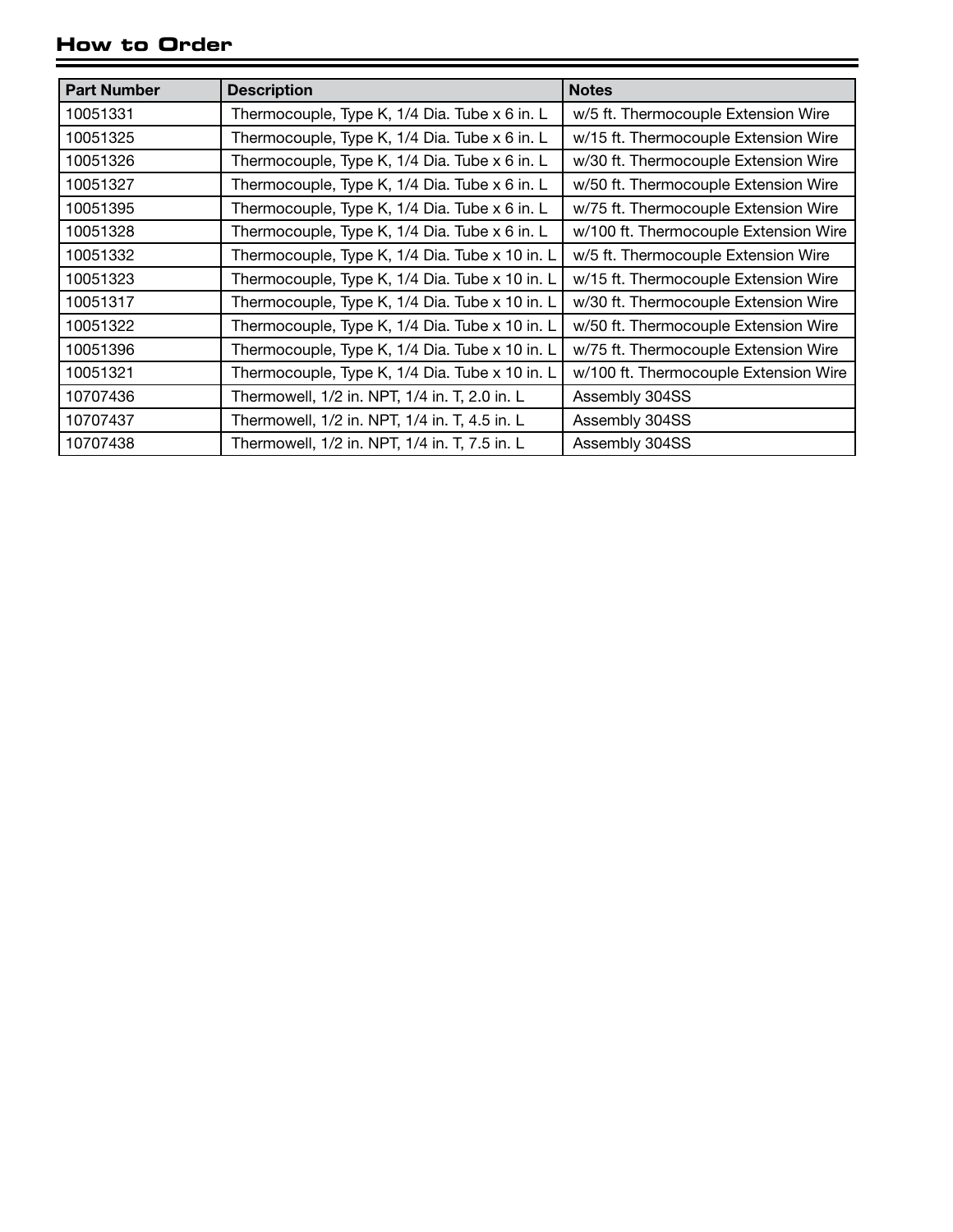## How to Order

| Part Number | Description | Notes |
|---|---|---|
| 10051331 | Thermocouple, Type K, 1/4 Dia. Tube x 6 in. L | w/5 ft. Thermocouple Extension Wire |
| 10051325 | Thermocouple, Type K, 1/4 Dia. Tube x 6 in. L | w/15 ft. Thermocouple Extension Wire |
| 10051326 | Thermocouple, Type K, 1/4 Dia. Tube x 6 in. L | w/30 ft. Thermocouple Extension Wire |
| 10051327 | Thermocouple, Type K, 1/4 Dia. Tube x 6 in. L | w/50 ft. Thermocouple Extension Wire |
| 10051395 | Thermocouple, Type K, 1/4 Dia. Tube x 6 in. L | w/75 ft. Thermocouple Extension Wire |
| 10051328 | Thermocouple, Type K, 1/4 Dia. Tube x 6 in. L | w/100 ft. Thermocouple Extension Wire |
| 10051332 | Thermocouple, Type K, 1/4 Dia. Tube x 10 in. L | w/5 ft. Thermocouple Extension Wire |
| 10051323 | Thermocouple, Type K, 1/4 Dia. Tube x 10 in. L | w/15 ft. Thermocouple Extension Wire |
| 10051317 | Thermocouple, Type K, 1/4 Dia. Tube x 10 in. L | w/30 ft. Thermocouple Extension Wire |
| 10051322 | Thermocouple, Type K, 1/4 Dia. Tube x 10 in. L | w/50 ft. Thermocouple Extension Wire |
| 10051396 | Thermocouple, Type K, 1/4 Dia. Tube x 10 in. L | w/75 ft. Thermocouple Extension Wire |
| 10051321 | Thermocouple, Type K, 1/4 Dia. Tube x 10 in. L | w/100 ft. Thermocouple Extension Wire |
| 10707436 | Thermowell, 1/2 in. NPT, 1/4 in. T, 2.0 in. L | Assembly 304SS |
| 10707437 | Thermowell, 1/2 in. NPT, 1/4 in. T, 4.5 in. L | Assembly 304SS |
| 10707438 | Thermowell, 1/2 in. NPT, 1/4 in. T, 7.5 in. L | Assembly 304SS |